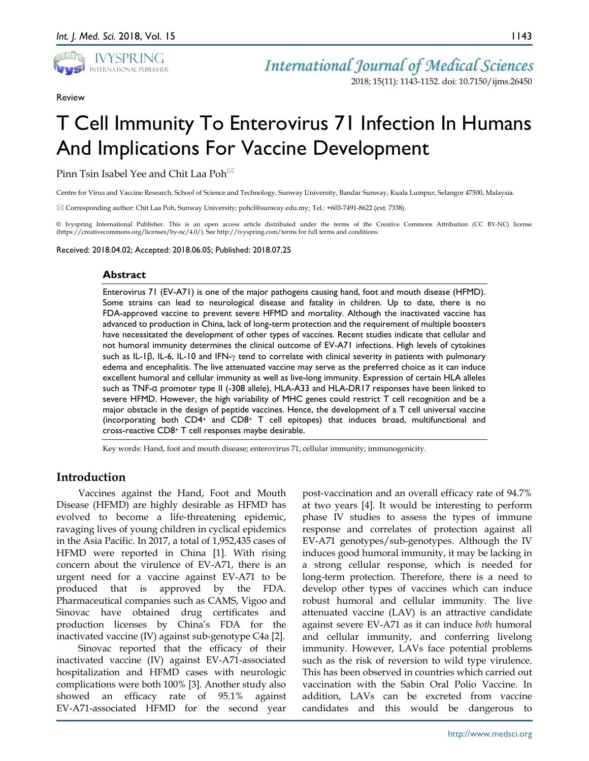Review

# T Cell Immunity To Enterovirus 71 Infection In Humans And Implications For Vaccine Development

Pinn Tsin Isabel Yee and Chit Laa Poh✉

Centre for Virus and Vaccine Research, School of Science and Technology, Sunway University, Bandar Sunway, Kuala Lumpur, Selangor 47500, Malaysia.

✉ Corresponding author: Chit Laa Poh, Sunway University; pohcl@sunway.edu.my; Tel.: +603-7491-8622 (ext. 7338).

© Ivyspring International Publisher. This is an open access article distributed under the terms of the Creative Commons Attribution (CC BY-NC) license (https://creativecommons.org/licenses/by-nc/4.0/). See http://ivyspring.com/terms for full terms and conditions.

Received: 2018.04.02; Accepted: 2018.06.05; Published: 2018.07.25

## Abstract

Enterovirus 71 (EV-A71) is one of the major pathogens causing hand, foot and mouth disease (HFMD). Some strains can lead to neurological disease and fatality in children. Up to date, there is no FDA-approved vaccine to prevent severe HFMD and mortality. Although the inactivated vaccine has advanced to production in China, lack of long-term protection and the requirement of multiple boosters have necessitated the development of other types of vaccines. Recent studies indicate that cellular and not humoral immunity determines the clinical outcome of EV-A71 infections. High levels of cytokines such as IL-1β, IL-6, IL-10 and IFN-γ tend to correlate with clinical severity in patients with pulmonary edema and encephalitis. The live attenuated vaccine may serve as the preferred choice as it can induce excellent humoral and cellular immunity as well as live-long immunity. Expression of certain HLA alleles such as TNF-α promoter type II (-308 allele), HLA-A33 and HLA-DR17 responses have been linked to severe HFMD. However, the high variability of MHC genes could restrict T cell recognition and be a major obstacle in the design of peptide vaccines. Hence, the development of a T cell universal vaccine (incorporating both CD4+ and CD8+ T cell epitopes) that induces broad, multifunctional and cross-reactive CD8+ T cell responses maybe desirable.

Key words: Hand, foot and mouth disease; enterovirus 71; cellular immunity; immunogenicity.

## Introduction

Vaccines against the Hand, Foot and Mouth Disease (HFMD) are highly desirable as HFMD has evolved to become a life-threatening epidemic, ravaging lives of young children in cyclical epidemics in the Asia Pacific. In 2017, a total of 1,952,435 cases of HFMD were reported in China [1]. With rising concern about the virulence of EV-A71, there is an urgent need for a vaccine against EV-A71 to be produced that is approved by the FDA. Pharmaceutical companies such as CAMS, Vigoo and Sinovac have obtained drug certificates and production licenses by China's FDA for the inactivated vaccine (IV) against sub-genotype C4a [2].

Sinovac reported that the efficacy of their inactivated vaccine (IV) against EV-A71-associated hospitalization and HFMD cases with neurologic complications were both 100% [3]. Another study also showed an efficacy rate of 95.1% against EV-A71-associated HFMD for the second year post-vaccination and an overall efficacy rate of 94.7% at two years [4]. It would be interesting to perform phase IV studies to assess the types of immune response and correlates of protection against all EV-A71 genotypes/sub-genotypes. Although the IV induces good humoral immunity, it may be lacking in a strong cellular response, which is needed for long-term protection. Therefore, there is a need to develop other types of vaccines which can induce robust humoral and cellular immunity. The live attenuated vaccine (LAV) is an attractive candidate against severe EV-A71 as it can induce *both* humoral and cellular immunity, and conferring livelong immunity. However, LAVs face potential problems such as the risk of reversion to wild type virulence. This has been observed in countries which carried out vaccination with the Sabin Oral Polio Vaccine. In addition, LAVs can be excreted from vaccine candidates and this would be dangerous to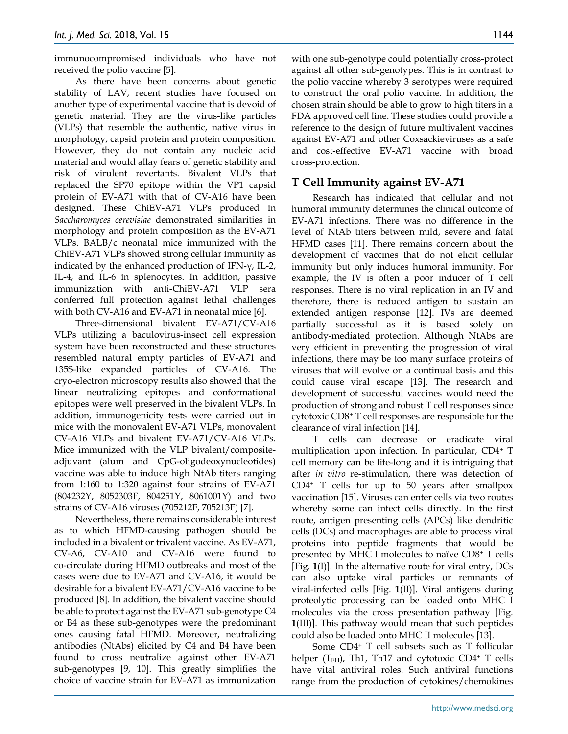immunocompromised individuals who have not received the polio vaccine [5].

As there have been concerns about genetic stability of LAV, recent studies have focused on another type of experimental vaccine that is devoid of genetic material. They are the virus-like particles (VLPs) that resemble the authentic, native virus in morphology, capsid protein and protein composition. However, they do not contain any nucleic acid material and would allay fears of genetic stability and risk of virulent revertants. Bivalent VLPs that replaced the SP70 epitope within the VP1 capsid protein of EV-A71 with that of CV-A16 have been designed. These ChiEV-A71 VLPs produced in *Saccharomyces cerevisiae* demonstrated similarities in morphology and protein composition as the EV-A71 VLPs. BALB/c neonatal mice immunized with the ChiEV-A71 VLPs showed strong cellular immunity as indicated by the enhanced production of IFN-γ, IL-2, IL-4, and IL-6 in splenocytes. In addition, passive immunization with anti-ChiEV-A71 VLP sera conferred full protection against lethal challenges with both CV-A16 and EV-A71 in neonatal mice [6].

Three-dimensional bivalent EV-A71/CV-A16 VLPs utilizing a baculovirus-insect cell expression system have been reconstructed and these structures resembled natural empty particles of EV-A71 and 135S-like expanded particles of CV-A16. The cryo-electron microscopy results also showed that the linear neutralizing epitopes and conformational epitopes were well preserved in the bivalent VLPs. In addition, immunogenicity tests were carried out in mice with the monovalent EV-A71 VLPs, monovalent CV-A16 VLPs and bivalent EV-A71/CV-A16 VLPs. Mice immunized with the VLP bivalent/composite-adjuvant (alum and CpG-oligodeoxynucleotides) vaccine was able to induce high NtAb titers ranging from 1:160 to 1:320 against four strains of EV-A71 (804232Y, 8052303F, 804251Y, 8061001Y) and two strains of CV-A16 viruses (705212F, 705213F) [7].

Nevertheless, there remains considerable interest as to which HFMD-causing pathogen should be included in a bivalent or trivalent vaccine. As EV-A71, CV-A6, CV-A10 and CV-A16 were found to co-circulate during HFMD outbreaks and most of the cases were due to EV-A71 and CV-A16, it would be desirable for a bivalent EV-A71/CV-A16 vaccine to be produced [8]. In addition, the bivalent vaccine should be able to protect against the EV-A71 sub-genotype C4 or B4 as these sub-genotypes were the predominant ones causing fatal HFMD. Moreover, neutralizing antibodies (NtAbs) elicited by C4 and B4 have been found to cross neutralize against other EV-A71 sub-genotypes [9, 10]. This greatly simplifies the choice of vaccine strain for EV-A71 as immunization with one sub-genotype could potentially cross-protect against all other sub-genotypes. This is in contrast to the polio vaccine whereby 3 serotypes were required to construct the oral polio vaccine. In addition, the chosen strain should be able to grow to high titers in a FDA approved cell line. These studies could provide a reference to the design of future multivalent vaccines against EV-A71 and other Coxsackieviruses as a safe and cost-effective EV-A71 vaccine with broad cross-protection.

## T Cell Immunity against EV-A71

Research has indicated that cellular and not humoral immunity determines the clinical outcome of EV-A71 infections. There was no difference in the level of NtAb titers between mild, severe and fatal HFMD cases [11]. There remains concern about the development of vaccines that do not elicit cellular immunity but only induces humoral immunity. For example, the IV is often a poor inducer of T cell responses. There is no viral replication in an IV and therefore, there is reduced antigen to sustain an extended antigen response [12]. IVs are deemed partially successful as it is based solely on antibody-mediated protection. Although NtAbs are very efficient in preventing the progression of viral infections, there may be too many surface proteins of viruses that will evolve on a continual basis and this could cause viral escape [13]. The research and development of successful vaccines would need the production of strong and robust T cell responses since cytotoxic $CD8^+$ T cell responses are responsible for the clearance of viral infection [14].

T cells can decrease or eradicate viral multiplication upon infection. In particular, $CD4^+$ T cell memory can be life-long and it is intriguing that after *in vitro* re-stimulation, there was detection of $CD4^+$ T cells for up to 50 years after smallpox vaccination [15]. Viruses can enter cells via two routes whereby some can infect cells directly. In the first route, antigen presenting cells (APCs) like dendritic cells (DCs) and macrophages are able to process viral proteins into peptide fragments that would be presented by MHC I molecules to naïve $CD8^+$ T cells [Fig. **1**(I)]. In the alternative route for viral entry, DCs can also uptake viral particles or remnants of viral-infected cells [Fig. **1**(II)]. Viral antigens during proteolytic processing can be loaded onto MHC I molecules via the cross presentation pathway [Fig. **1**(III)]. This pathway would mean that such peptides could also be loaded onto MHC II molecules [13].

Some $CD4^+$ T cell subsets such as T follicular helper ($T_{FH}$), Th1, Th17 and cytotoxic $CD4^+$ T cells have vital antiviral roles. Such antiviral functions range from the production of cytokines/chemokines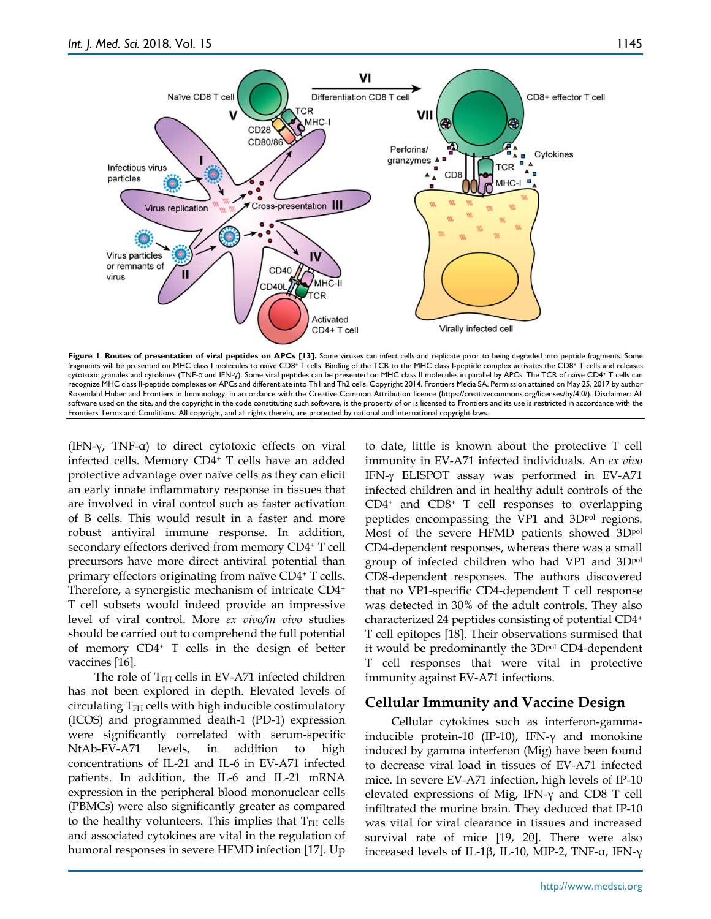**Figure 1**. **Routes of presentation of viral peptides on APCs [13].** Some viruses can infect cells and replicate prior to being degraded into peptide fragments. Some fragments will be presented on MHC class I molecules to naïve CD8+ T cells. Binding of the TCR to the MHC class I-peptide complex activates the CD8+ T cells and releases cytotoxic granules and cytokines (TNF-α and IFN-γ). Some viral peptides can be presented on MHC class II molecules in parallel by APCs. The TCR of naïve CD4+ T cells can recognize MHC class II-peptide complexes on APCs and differentiate into Th1 and Th2 cells. Copyright 2014. Frontiers Media SA. Permission attained on May 25, 2017 by author Rosendahl Huber and Frontiers in Immunology, in accordance with the Creative Common Attribution licence (https://creativecommons.org/licenses/by/4.0/). Disclaimer: All software used on the site, and the copyright in the code constituting such software, is the property of or is licensed to Frontiers and its use is restricted in accordance with the Frontiers Terms and Conditions. All copyright, and all rights therein, are protected by national and international copyright laws.

(IFN-γ, TNF-α) to direct cytotoxic effects on viral infected cells. Memory CD4+ T cells have an added protective advantage over naïve cells as they can elicit an early innate inflammatory response in tissues that are involved in viral control such as faster activation of B cells. This would result in a faster and more robust antiviral immune response. In addition, secondary effectors derived from memory CD4+ T cell precursors have more direct antiviral potential than primary effectors originating from naïve CD4+ T cells. Therefore, a synergistic mechanism of intricate CD4+ T cell subsets would indeed provide an impressive level of viral control. More *ex vivo/in vivo* studies should be carried out to comprehend the full potential of memory CD4+ T cells in the design of better vaccines [16].

The role of $T_{FH}$ cells in EV-A71 infected children has not been explored in depth. Elevated levels of circulating $T_{FH}$ cells with high inducible costimulatory (ICOS) and programmed death-1 (PD-1) expression were significantly correlated with serum-specific NtAb-EV-A71 levels, in addition to high concentrations of IL-21 and IL-6 in EV-A71 infected patients. In addition, the IL-6 and IL-21 mRNA expression in the peripheral blood mononuclear cells (PBMCs) were also significantly greater as compared to the healthy volunteers. This implies that $T_{FH}$ cells and associated cytokines are vital in the regulation of humoral responses in severe HFMD infection [17]. Up to date, little is known about the protective T cell immunity in EV-A71 infected individuals. An *ex vivo* IFN-γ ELISPOT assay was performed in EV-A71 infected children and in healthy adult controls of the CD4+ and CD8+ T cell responses to overlapping peptides encompassing the VP1 and $3D^{pol}$ regions. Most of the severe HFMD patients showed $3D^{pol}$ CD4-dependent responses, whereas there was a small group of infected children who had VP1 and $3D^{pol}$ CD8-dependent responses. The authors discovered that no VP1-specific CD4-dependent T cell response was detected in 30% of the adult controls. They also characterized 24 peptides consisting of potential CD4+ T cell epitopes [18]. Their observations surmised that it would be predominantly the $3D^{pol}$ CD4-dependent T cell responses that were vital in protective immunity against EV-A71 infections.

## Cellular Immunity and Vaccine Design

Cellular cytokines such as interferon-gamma-inducible protein-10 (IP-10), IFN-γ and monokine induced by gamma interferon (Mig) have been found to decrease viral load in tissues of EV-A71 infected mice. In severe EV-A71 infection, high levels of IP-10 elevated expressions of Mig, IFN-γ and CD8 T cell infiltrated the murine brain. They deduced that IP-10 was vital for viral clearance in tissues and increased survival rate of mice [19, 20]. There were also increased levels of IL-1β, IL-10, MIP-2, TNF-α, IFN-γ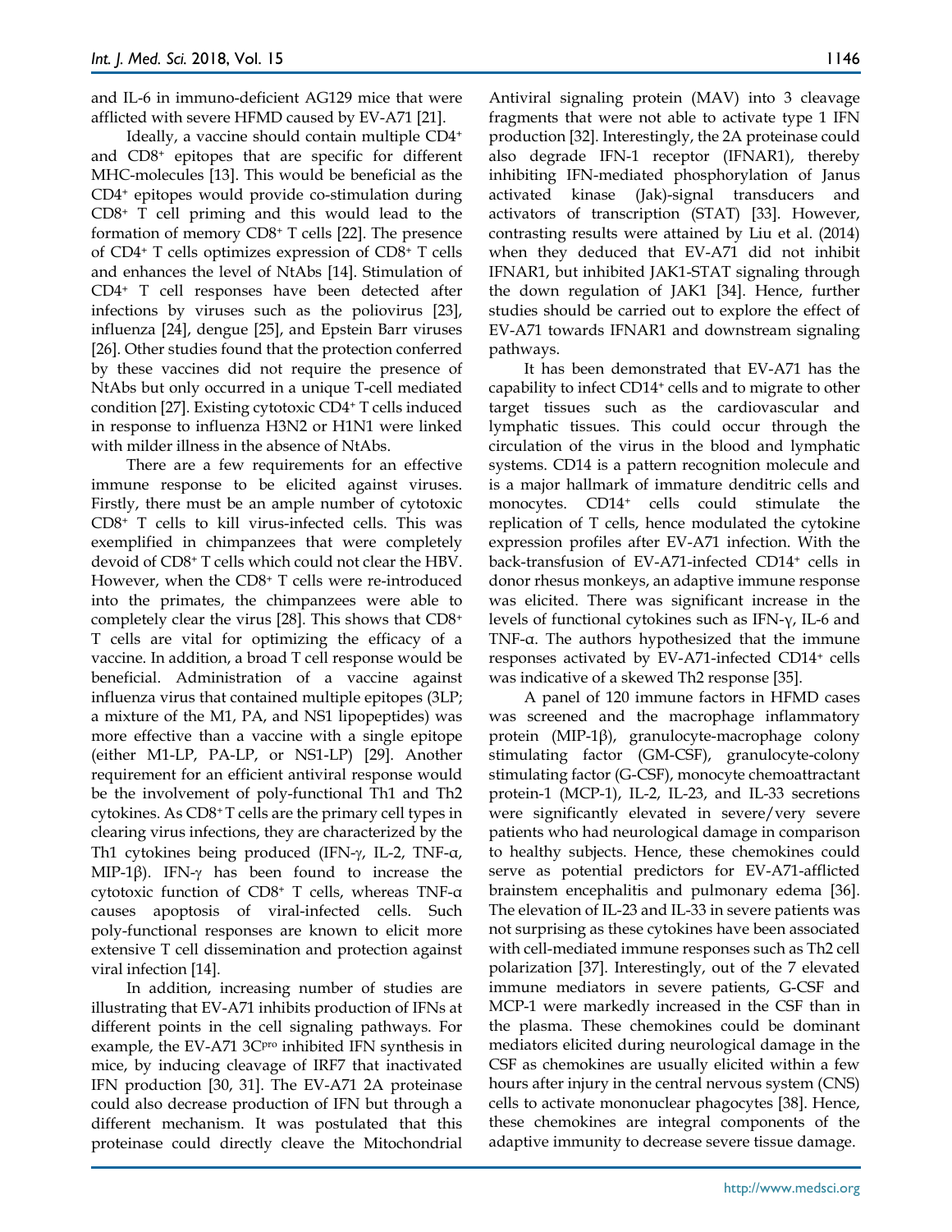and IL-6 in immuno-deficient AG129 mice that were afflicted with severe HFMD caused by EV-A71 [21].

Ideally, a vaccine should contain multiple CD4+ and CD8+ epitopes that are specific for different MHC-molecules [13]. This would be beneficial as the CD4+ epitopes would provide co-stimulation during CD8+ T cell priming and this would lead to the formation of memory CD8+ T cells [22]. The presence of CD4+ T cells optimizes expression of CD8+ T cells and enhances the level of NtAbs [14]. Stimulation of CD4+ T cell responses have been detected after infections by viruses such as the poliovirus [23], influenza [24], dengue [25], and Epstein Barr viruses [26]. Other studies found that the protection conferred by these vaccines did not require the presence of NtAbs but only occurred in a unique T-cell mediated condition [27]. Existing cytotoxic CD4+ T cells induced in response to influenza H3N2 or H1N1 were linked with milder illness in the absence of NtAbs.

There are a few requirements for an effective immune response to be elicited against viruses. Firstly, there must be an ample number of cytotoxic CD8+ T cells to kill virus-infected cells. This was exemplified in chimpanzees that were completely devoid of CD8+ T cells which could not clear the HBV. However, when the CD8+ T cells were re-introduced into the primates, the chimpanzees were able to completely clear the virus [28]. This shows that CD8+ T cells are vital for optimizing the efficacy of a vaccine. In addition, a broad T cell response would be beneficial. Administration of a vaccine against influenza virus that contained multiple epitopes (3LP; a mixture of the M1, PA, and NS1 lipopeptides) was more effective than a vaccine with a single epitope (either M1-LP, PA-LP, or NS1-LP) [29]. Another requirement for an efficient antiviral response would be the involvement of poly-functional Th1 and Th2 cytokines. As CD8+ T cells are the primary cell types in clearing virus infections, they are characterized by the Th1 cytokines being produced (IFN-γ, IL-2, TNF-α, MIP-1β). IFN-γ has been found to increase the cytotoxic function of CD8+ T cells, whereas TNF-α causes apoptosis of viral-infected cells. Such poly-functional responses are known to elicit more extensive T cell dissemination and protection against viral infection [14].

In addition, increasing number of studies are illustrating that EV-A71 inhibits production of IFNs at different points in the cell signaling pathways. For example, the EV-A71 3C<sup>pro</sup> inhibited IFN synthesis in mice, by inducing cleavage of IRF7 that inactivated IFN production [30, 31]. The EV-A71 2A proteinase could also decrease production of IFN but through a different mechanism. It was postulated that this proteinase could directly cleave the Mitochondrial Antiviral signaling protein (MAV) into 3 cleavage fragments that were not able to activate type 1 IFN production [32]. Interestingly, the 2A proteinase could also degrade IFN-1 receptor (IFNAR1), thereby inhibiting IFN-mediated phosphorylation of Janus activated kinase (Jak)-signal transducers and activators of transcription (STAT) [33]. However, contrasting results were attained by Liu et al. (2014) when they deduced that EV-A71 did not inhibit IFNAR1, but inhibited JAK1-STAT signaling through the down regulation of JAK1 [34]. Hence, further studies should be carried out to explore the effect of EV-A71 towards IFNAR1 and downstream signaling pathways.

It has been demonstrated that EV-A71 has the capability to infect CD14+ cells and to migrate to other target tissues such as the cardiovascular and lymphatic tissues. This could occur through the circulation of the virus in the blood and lymphatic systems. CD14 is a pattern recognition molecule and is a major hallmark of immature dendritic cells and monocytes. CD14+ cells could stimulate the replication of T cells, hence modulated the cytokine expression profiles after EV-A71 infection. With the back-transfusion of EV-A71-infected CD14+ cells in donor rhesus monkeys, an adaptive immune response was elicited. There was significant increase in the levels of functional cytokines such as IFN-γ, IL-6 and TNF-α. The authors hypothesized that the immune responses activated by EV-A71-infected CD14+ cells was indicative of a skewed Th2 response [35].

A panel of 120 immune factors in HFMD cases was screened and the macrophage inflammatory protein (MIP-1β), granulocyte-macrophage colony stimulating factor (GM-CSF), granulocyte-colony stimulating factor (G-CSF), monocyte chemoattractant protein-1 (MCP-1), IL-2, IL-23, and IL-33 secretions were significantly elevated in severe/very severe patients who had neurological damage in comparison to healthy subjects. Hence, these chemokines could serve as potential predictors for EV-A71-afflicted brainstem encephalitis and pulmonary edema [36]. The elevation of IL-23 and IL-33 in severe patients was not surprising as these cytokines have been associated with cell-mediated immune responses such as Th2 cell polarization [37]. Interestingly, out of the 7 elevated immune mediators in severe patients, G-CSF and MCP-1 were markedly increased in the CSF than in the plasma. These chemokines could be dominant mediators elicited during neurological damage in the CSF as chemokines are usually elicited within a few hours after injury in the central nervous system (CNS) cells to activate mononuclear phagocytes [38]. Hence, these chemokines are integral components of the adaptive immunity to decrease severe tissue damage.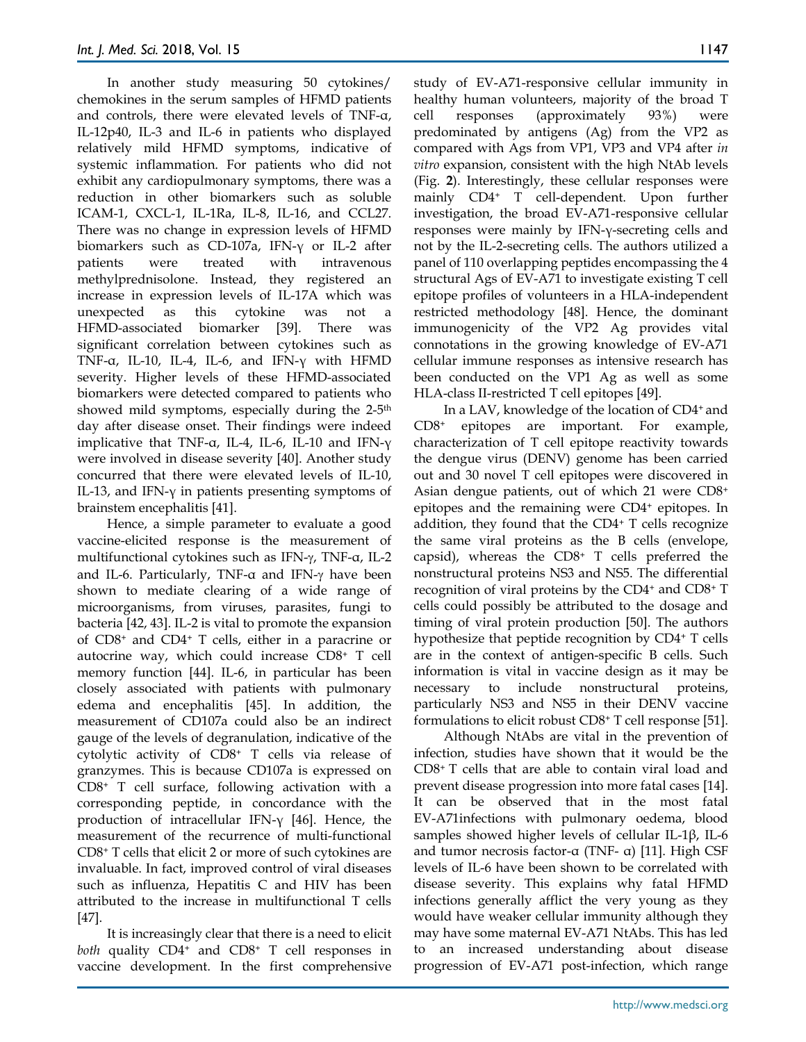In another study measuring 50 cytokines/ chemokines in the serum samples of HFMD patients and controls, there were elevated levels of TNF-α, IL-12p40, IL-3 and IL-6 in patients who displayed relatively mild HFMD symptoms, indicative of systemic inflammation. For patients who did not exhibit any cardiopulmonary symptoms, there was a reduction in other biomarkers such as soluble ICAM-1, CXCL-1, IL-1Ra, IL-8, IL-16, and CCL27. There was no change in expression levels of HFMD biomarkers such as CD-107a, IFN-γ or IL-2 after patients were treated with intravenous methylprednisolone. Instead, they registered an increase in expression levels of IL-17A which was unexpected as this cytokine was not a HFMD-associated biomarker [39]. There was significant correlation between cytokines such as TNF-α, IL-10, IL-4, IL-6, and IFN-γ with HFMD severity. Higher levels of these HFMD-associated biomarkers were detected compared to patients who showed mild symptoms, especially during the 2-5th day after disease onset. Their findings were indeed implicative that TNF-α, IL-4, IL-6, IL-10 and IFN-γ were involved in disease severity [40]. Another study concurred that there were elevated levels of IL-10, IL-13, and IFN-γ in patients presenting symptoms of brainstem encephalitis [41].

Hence, a simple parameter to evaluate a good vaccine-elicited response is the measurement of multifunctional cytokines such as IFN-γ, TNF-α, IL-2 and IL-6. Particularly, TNF-α and IFN-γ have been shown to mediate clearing of a wide range of microorganisms, from viruses, parasites, fungi to bacteria [42, 43]. IL-2 is vital to promote the expansion of CD8+ and CD4+ T cells, either in a paracrine or autocrine way, which could increase CD8+ T cell memory function [44]. IL-6, in particular has been closely associated with patients with pulmonary edema and encephalitis [45]. In addition, the measurement of CD107a could also be an indirect gauge of the levels of degranulation, indicative of the cytolytic activity of CD8+ T cells via release of granzymes. This is because CD107a is expressed on CD8+ T cell surface, following activation with a corresponding peptide, in concordance with the production of intracellular IFN-γ [46]. Hence, the measurement of the recurrence of multi-functional CD8+ T cells that elicit 2 or more of such cytokines are invaluable. In fact, improved control of viral diseases such as influenza, Hepatitis C and HIV has been attributed to the increase in multifunctional T cells [47].

It is increasingly clear that there is a need to elicit *both* quality CD4+ and CD8+ T cell responses in vaccine development. In the first comprehensive study of EV-A71-responsive cellular immunity in healthy human volunteers, majority of the broad T cell responses (approximately 93%) were predominated by antigens (Ag) from the VP2 as compared with Ags from VP1, VP3 and VP4 after *in vitro* expansion, consistent with the high NtAb levels (Fig. **2**). Interestingly, these cellular responses were mainly CD4+ T cell-dependent. Upon further investigation, the broad EV-A71-responsive cellular responses were mainly by IFN-γ-secreting cells and not by the IL-2-secreting cells. The authors utilized a panel of 110 overlapping peptides encompassing the 4 structural Ags of EV-A71 to investigate existing T cell epitope profiles of volunteers in a HLA-independent restricted methodology [48]. Hence, the dominant immunogenicity of the VP2 Ag provides vital connotations in the growing knowledge of EV-A71 cellular immune responses as intensive research has been conducted on the VP1 Ag as well as some HLA-class II-restricted T cell epitopes [49].

In a LAV, knowledge of the location of CD4+ and CD8+ epitopes are important. For example, characterization of T cell epitope reactivity towards the dengue virus (DENV) genome has been carried out and 30 novel T cell epitopes were discovered in Asian dengue patients, out of which 21 were CD8+ epitopes and the remaining were CD4+ epitopes. In addition, they found that the CD4+ T cells recognize the same viral proteins as the B cells (envelope, capsid), whereas the CD8+ T cells preferred the nonstructural proteins NS3 and NS5. The differential recognition of viral proteins by the CD4+ and CD8+ T cells could possibly be attributed to the dosage and timing of viral protein production [50]. The authors hypothesize that peptide recognition by CD4+ T cells are in the context of antigen-specific B cells. Such information is vital in vaccine design as it may be necessary to include nonstructural proteins, particularly NS3 and NS5 in their DENV vaccine formulations to elicit robust CD8+ T cell response [51].

Although NtAbs are vital in the prevention of infection, studies have shown that it would be the CD8+ T cells that are able to contain viral load and prevent disease progression into more fatal cases [14]. It can be observed that in the most fatal EV-A71infections with pulmonary oedema, blood samples showed higher levels of cellular IL-1β, IL-6 and tumor necrosis factor-α (TNF- α) [11]. High CSF levels of IL-6 have been shown to be correlated with disease severity. This explains why fatal HFMD infections generally afflict the very young as they would have weaker cellular immunity although they may have some maternal EV-A71 NtAbs. This has led to an increased understanding about disease progression of EV-A71 post-infection, which range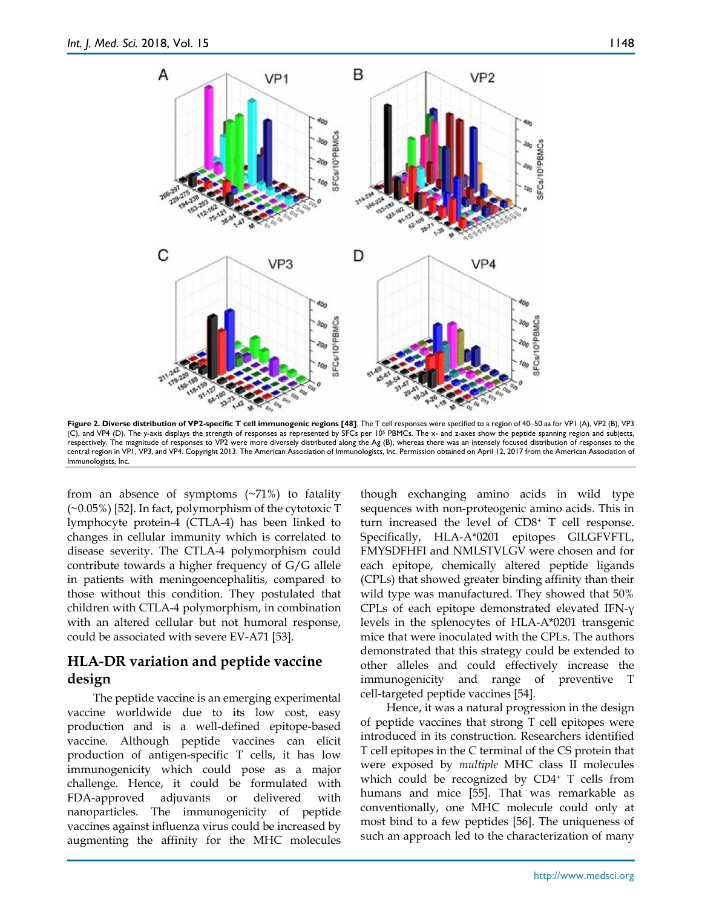**Figure 2. Diverse distribution of VP2-specific T cell immunogenic regions [48]**. The T cell responses were specified to a region of 40–50 aa for VP1 (A), VP2 (B), VP3 (C), and VP4 (D). The y-axis displays the strength of responses as represented by SFCs per $10^5$ PBMCs. The x- and z-axes show the peptide spanning region and subjects, respectively. The magnitude of responses to VP2 were more diversely distributed along the Ag (B), whereas there was an intensely focused distribution of responses to the central region in VP1, VP3, and VP4. Copyright 2013. The American Association of Immunologists, Inc. Permission obtained on April 12, 2017 from the American Association of Immunologists, Inc.

from an absence of symptoms (~71%) to fatality (~0.05%) [52]. In fact, polymorphism of the cytotoxic T lymphocyte protein-4 (CTLA-4) has been linked to changes in cellular immunity which is correlated to disease severity. The CTLA-4 polymorphism could contribute towards a higher frequency of G/G allele in patients with meningoencephalitis, compared to those without this condition. They postulated that children with CTLA-4 polymorphism, in combination with an altered cellular but not humoral response, could be associated with severe EV-A71 [53].

## HLA-DR variation and peptide vaccine design

The peptide vaccine is an emerging experimental vaccine worldwide due to its low cost, easy production and is a well-defined epitope-based vaccine. Although peptide vaccines can elicit production of antigen-specific T cells, it has low immunogenicity which could pose as a major challenge. Hence, it could be formulated with FDA-approved adjuvants or delivered with nanoparticles. The immunogenicity of peptide vaccines against influenza virus could be increased by augmenting the affinity for the MHC molecules though exchanging amino acids in wild type sequences with non-proteogenic amino acids. This in turn increased the level of $CD8^+$ T cell response. Specifically, HLA-A*0201 epitopes GILGFVFTL, FMYSDFHFI and NMLSTVLGV were chosen and for each epitope, chemically altered peptide ligands (CPLs) that showed greater binding affinity than their wild type was manufactured. They showed that 50% CPLs of each epitope demonstrated elevated IFN-γ levels in the splenocytes of HLA-A*0201 transgenic mice that were inoculated with the CPLs. The authors demonstrated that this strategy could be extended to other alleles and could effectively increase the immunogenicity and range of preventive T cell-targeted peptide vaccines [54].

Hence, it was a natural progression in the design of peptide vaccines that strong T cell epitopes were introduced in its construction. Researchers identified T cell epitopes in the C terminal of the CS protein that were exposed by *multiple* MHC class II molecules which could be recognized by $CD4^+$ T cells from humans and mice [55]. That was remarkable as conventionally, one MHC molecule could only at most bind to a few peptides [56]. The uniqueness of such an approach led to the characterization of many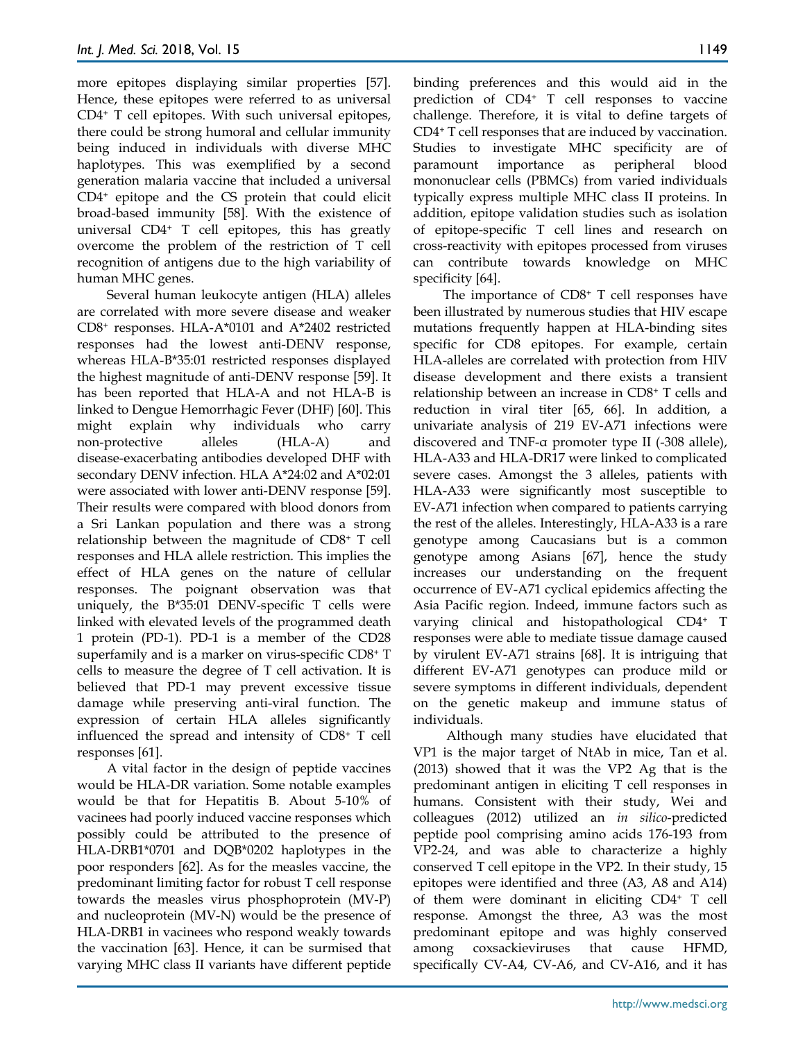more epitopes displaying similar properties [57]. Hence, these epitopes were referred to as universal CD4+ T cell epitopes. With such universal epitopes, there could be strong humoral and cellular immunity being induced in individuals with diverse MHC haplotypes. This was exemplified by a second generation malaria vaccine that included a universal CD4+ epitope and the CS protein that could elicit broad-based immunity [58]. With the existence of universal CD4+ T cell epitopes, this has greatly overcome the problem of the restriction of T cell recognition of antigens due to the high variability of human MHC genes.

Several human leukocyte antigen (HLA) alleles are correlated with more severe disease and weaker CD8+ responses. HLA-A*0101 and A*2402 restricted responses had the lowest anti-DENV response, whereas HLA-B*35:01 restricted responses displayed the highest magnitude of anti-DENV response [59]. It has been reported that HLA-A and not HLA-B is linked to Dengue Hemorrhagic Fever (DHF) [60]. This might explain why individuals who carry non-protective alleles (HLA-A) and disease-exacerbating antibodies developed DHF with secondary DENV infection. HLA A*24:02 and A*02:01 were associated with lower anti-DENV response [59]. Their results were compared with blood donors from a Sri Lankan population and there was a strong relationship between the magnitude of CD8+ T cell responses and HLA allele restriction. This implies the effect of HLA genes on the nature of cellular responses. The poignant observation was that uniquely, the B*35:01 DENV-specific T cells were linked with elevated levels of the programmed death 1 protein (PD-1). PD-1 is a member of the CD28 superfamily and is a marker on virus-specific CD8+ T cells to measure the degree of T cell activation. It is believed that PD-1 may prevent excessive tissue damage while preserving anti-viral function. The expression of certain HLA alleles significantly influenced the spread and intensity of CD8+ T cell responses [61].

A vital factor in the design of peptide vaccines would be HLA-DR variation. Some notable examples would be that for Hepatitis B. About 5-10% of vacinees had poorly induced vaccine responses which possibly could be attributed to the presence of HLA-DRB1*0701 and DQB*0202 haplotypes in the poor responders [62]. As for the measles vaccine, the predominant limiting factor for robust T cell response towards the measles virus phosphoprotein (MV-P) and nucleoprotein (MV-N) would be the presence of HLA-DRB1 in vacinees who respond weakly towards the vaccination [63]. Hence, it can be surmised that varying MHC class II variants have different peptide binding preferences and this would aid in the prediction of CD4+ T cell responses to vaccine challenge. Therefore, it is vital to define targets of CD4+ T cell responses that are induced by vaccination. Studies to investigate MHC specificity are of paramount importance as peripheral blood mononuclear cells (PBMCs) from varied individuals typically express multiple MHC class II proteins. In addition, epitope validation studies such as isolation of epitope-specific T cell lines and research on cross-reactivity with epitopes processed from viruses can contribute towards knowledge on MHC specificity [64].

The importance of CD8+ T cell responses have been illustrated by numerous studies that HIV escape mutations frequently happen at HLA-binding sites specific for CD8 epitopes. For example, certain HLA-alleles are correlated with protection from HIV disease development and there exists a transient relationship between an increase in CD8+ T cells and reduction in viral titer [65, 66]. In addition, a univariate analysis of 219 EV-A71 infections were discovered and TNF-α promoter type II (-308 allele), HLA-A33 and HLA-DR17 were linked to complicated severe cases. Amongst the 3 alleles, patients with HLA-A33 were significantly most susceptible to EV-A71 infection when compared to patients carrying the rest of the alleles. Interestingly, HLA-A33 is a rare genotype among Caucasians but is a common genotype among Asians [67], hence the study increases our understanding on the frequent occurrence of EV-A71 cyclical epidemics affecting the Asia Pacific region. Indeed, immune factors such as varying clinical and histopathological CD4+ T responses were able to mediate tissue damage caused by virulent EV-A71 strains [68]. It is intriguing that different EV-A71 genotypes can produce mild or severe symptoms in different individuals, dependent on the genetic makeup and immune status of individuals.

Although many studies have elucidated that VP1 is the major target of NtAb in mice, Tan et al. (2013) showed that it was the VP2 Ag that is the predominant antigen in eliciting T cell responses in humans. Consistent with their study, Wei and colleagues (2012) utilized an *in silico*-predicted peptide pool comprising amino acids 176-193 from VP2-24, and was able to characterize a highly conserved T cell epitope in the VP2. In their study, 15 epitopes were identified and three (A3, A8 and A14) of them were dominant in eliciting CD4+ T cell response. Amongst the three, A3 was the most predominant epitope and was highly conserved among coxsackieviruses that cause HFMD, specifically CV-A4, CV-A6, and CV-A16, and it has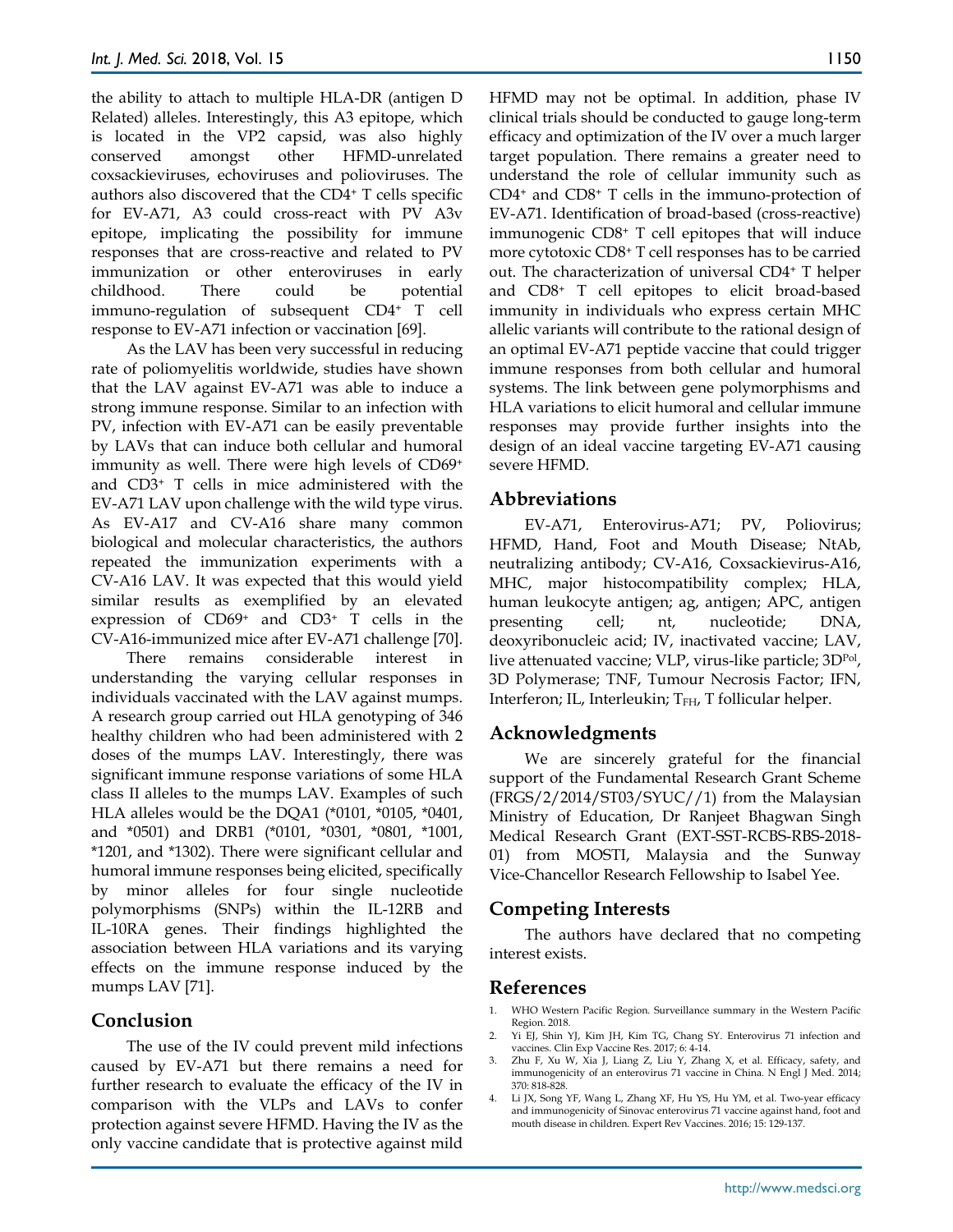the ability to attach to multiple HLA-DR (antigen D Related) alleles. Interestingly, this A3 epitope, which is located in the VP2 capsid, was also highly conserved amongst other HFMD-unrelated coxsackieviruses, echoviruses and polioviruses. The authors also discovered that the $CD4^+$ T cells specific for EV-A71, A3 could cross-react with PV A3v epitope, implicating the possibility for immune responses that are cross-reactive and related to PV immunization or other enteroviruses in early childhood. There could be potential immuno-regulation of subsequent $CD4^+$ T cell response to EV-A71 infection or vaccination [69].

As the LAV has been very successful in reducing rate of poliomyelitis worldwide, studies have shown that the LAV against EV-A71 was able to induce a strong immune response. Similar to an infection with PV, infection with EV-A71 can be easily preventable by LAVs that can induce both cellular and humoral immunity as well. There were high levels of $CD69^+$ and $CD3^+$ T cells in mice administered with the EV-A71 LAV upon challenge with the wild type virus. As EV-A17 and CV-A16 share many common biological and molecular characteristics, the authors repeated the immunization experiments with a CV-A16 LAV. It was expected that this would yield similar results as exemplified by an elevated expression of $CD69^+$ and $CD3^+$ T cells in the CV-A16-immunized mice after EV-A71 challenge [70].

There remains considerable interest in understanding the varying cellular responses in individuals vaccinated with the LAV against mumps. A research group carried out HLA genotyping of 346 healthy children who had been administered with 2 doses of the mumps LAV. Interestingly, there was significant immune response variations of some HLA class II alleles to the mumps LAV. Examples of such HLA alleles would be the DQA1 (*0101, *0105, *0401, and *0501) and DRB1 (*0101, *0301, *0801, *1001, *1201, and *1302). There were significant cellular and humoral immune responses being elicited, specifically by minor alleles for four single nucleotide polymorphisms (SNPs) within the IL-12RB and IL-10RA genes. Their findings highlighted the association between HLA variations and its varying effects on the immune response induced by the mumps LAV [71].

## Conclusion

The use of the IV could prevent mild infections caused by EV-A71 but there remains a need for further research to evaluate the efficacy of the IV in comparison with the VLPs and LAVs to confer protection against severe HFMD. Having the IV as the only vaccine candidate that is protective against mild HFMD may not be optimal. In addition, phase IV clinical trials should be conducted to gauge long-term efficacy and optimization of the IV over a much larger target population. There remains a greater need to understand the role of cellular immunity such as $CD4^+$ and $CD8^+$ T cells in the immuno-protection of EV-A71. Identification of broad-based (cross-reactive) immunogenic $CD8^+$ T cell epitopes that will induce more cytotoxic $CD8^+$ T cell responses has to be carried out. The characterization of universal $CD4^+$ T helper and $CD8^+$ T cell epitopes to elicit broad-based immunity in individuals who express certain MHC allelic variants will contribute to the rational design of an optimal EV-A71 peptide vaccine that could trigger immune responses from both cellular and humoral systems. The link between gene polymorphisms and HLA variations to elicit humoral and cellular immune responses may provide further insights into the design of an ideal vaccine targeting EV-A71 causing severe HFMD.

## Abbreviations

EV-A71, Enterovirus-A71; PV, Poliovirus; HFMD, Hand, Foot and Mouth Disease; NtAb, neutralizing antibody; CV-A16, Coxsackievirus-A16, MHC, major histocompatibility complex; HLA, human leukocyte antigen; ag, antigen; APC, antigen presenting cell; nt, nucleotide; DNA, deoxyribonucleic acid; IV, inactivated vaccine; LAV, live attenuated vaccine; VLP, virus-like particle; $3D^{Pol}$, 3D Polymerase; TNF, Tumour Necrosis Factor; IFN, Interferon; IL, Interleukin; $T_{FH}$, T follicular helper.

## Acknowledgments

We are sincerely grateful for the financial support of the Fundamental Research Grant Scheme (FRGS/2/2014/ST03/SYUC//1) from the Malaysian Ministry of Education, Dr Ranjeet Bhagwan Singh Medical Research Grant (EXT-SST-RCBS-RBS-2018-01) from MOSTI, Malaysia and the Sunway Vice-Chancellor Research Fellowship to Isabel Yee.

## Competing Interests

The authors have declared that no competing interest exists.

## References

1. WHO Western Pacific Region. Surveillance summary in the Western Pacific Region. 2018.
2. Yi EJ, Shin YJ, Kim JH, Kim TG, Chang SY. Enterovirus 71 infection and vaccines. Clin Exp Vaccine Res. 2017; 6: 4-14.
3. Zhu F, Xu W, Xia J, Liang Z, Liu Y, Zhang X, et al. Efficacy, safety, and immunogenicity of an enterovirus 71 vaccine in China. N Engl J Med. 2014; 370: 818-828.
4. Li JX, Song YF, Wang L, Zhang XF, Hu YS, Hu YM, et al. Two-year efficacy and immunogenicity of Sinovac enterovirus 71 vaccine against hand, foot and mouth disease in children. Expert Rev Vaccines. 2016; 15: 129-137.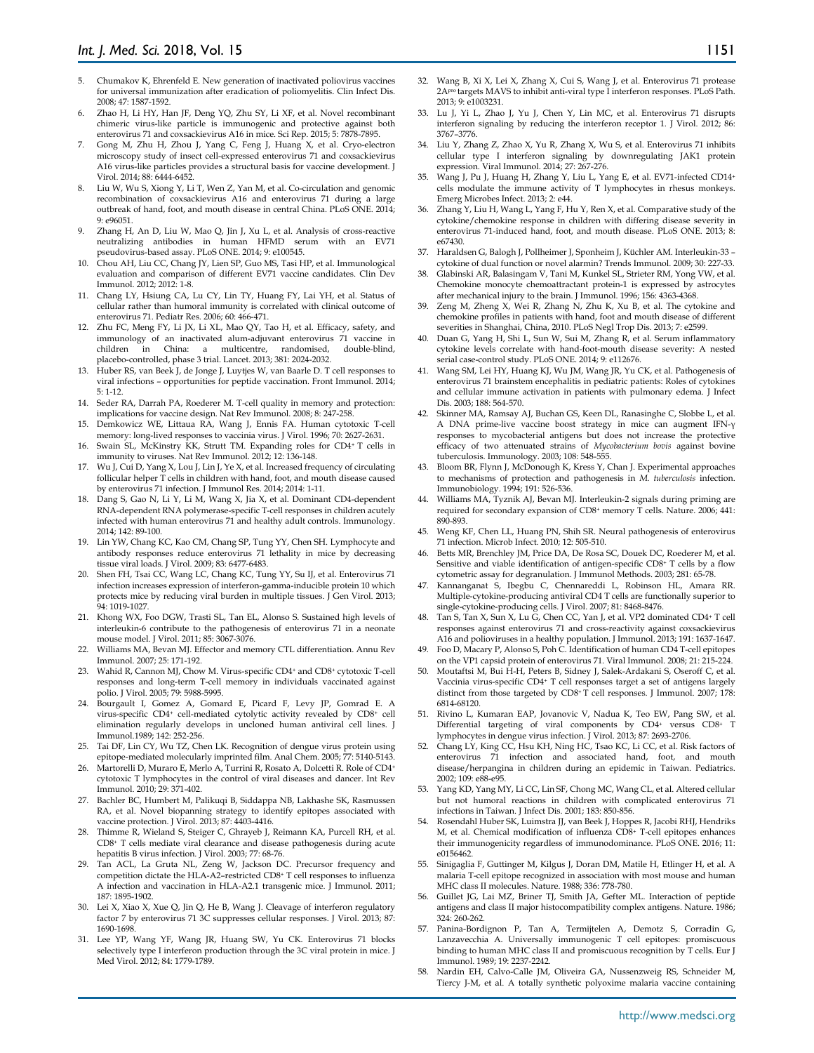5. Chumakov K, Ehrenfeld E. New generation of inactivated poliovirus vaccines for universal immunization after eradication of poliomyelitis. Clin Infect Dis. 2008; 47: 1587-1592.
6. Zhao H, Li HY, Han JF, Deng YQ, Zhu SY, Li XF, et al. Novel recombinant chimeric virus-like particle is immunogenic and protective against both enterovirus 71 and coxsackievirus A16 in mice. Sci Rep. 2015; 5: 7878-7895.
7. Gong M, Zhu H, Zhou J, Yang C, Feng J, Huang X, et al. Cryo-electron microscopy study of insect cell-expressed enterovirus 71 and coxsackievirus A16 virus-like particles provides a structural basis for vaccine development. J Virol. 2014; 88: 6444-6452.
8. Liu W, Wu S, Xiong Y, Li T, Wen Z, Yan M, et al. Co-circulation and genomic recombination of coxsackievirus A16 and enterovirus 71 during a large outbreak of hand, foot, and mouth disease in central China. PLoS ONE. 2014; 9: e96051.
9. Zhang H, An D, Liu W, Mao Q, Jin J, Xu L, et al. Analysis of cross-reactive neutralizing antibodies in human HFMD serum with an EV71 pseudovirus-based assay. PLoS ONE. 2014; 9: e100545.
10. Chou AH, Liu CC, Chang JY, Lien SP, Guo MS, Tasi HP, et al. Immunological evaluation and comparison of different EV71 vaccine candidates. Clin Dev Immunol. 2012; 2012: 1-8.
11. Chang LY, Hsiung CA, Lu CY, Lin TY, Huang FY, Lai YH, et al. Status of cellular rather than humoral immunity is correlated with clinical outcome of enterovirus 71. Pediatr Res. 2006; 60: 466-471.
12. Zhu FC, Meng FY, Li JX, Li XL, Mao QY, Tao H, et al. Efficacy, safety, and immunology of an inactivated alum-adjuvant enterovirus 71 vaccine in children in China: a multicentre, randomised, double-blind, placebo-controlled, phase 3 trial. Lancet. 2013; 381: 2024-2032.
13. Huber RS, van Beek J, de Jonge J, Luytjes W, van Baarle D. T cell responses to viral infections – opportunities for peptide vaccination. Front Immunol. 2014; 5: 1-12.
14. Seder RA, Darrah PA, Roederer M. T-cell quality in memory and protection: implications for vaccine design. Nat Rev Immunol. 2008; 8: 247-258.
15. Demkowicz WE, Littaua RA, Wang J, Ennis FA. Human cytotoxic T-cell memory: long-lived responses to vaccinia virus. J Virol. 1996; 70: 2627-2631.
16. Swain SL, McKinstry KK, Strutt TM. Expanding roles for CD4+ T cells in immunity to viruses. Nat Rev Immunol. 2012; 12: 136-148.
17. Wu J, Cui D, Yang X, Lou J, Lin J, Ye X, et al. Increased frequency of circulating follicular helper T cells in children with hand, foot, and mouth disease caused by enterovirus 71 infection. J Immunol Res. 2014; 2014: 1-11.
18. Dang S, Gao N, Li Y, Li M, Wang X, Jia X, et al. Dominant CD4-dependent RNA-dependent RNA polymerase-specific T-cell responses in children acutely infected with human enterovirus 71 and healthy adult controls. Immunology. 2014; 142: 89-100.
19. Lin YW, Chang KC, Kao CM, Chang SP, Tung YY, Chen SH. Lymphocyte and antibody responses reduce enterovirus 71 lethality in mice by decreasing tissue viral loads. J Virol. 2009; 83: 6477-6483.
20. Shen FH, Tsai CC, Wang LC, Chang KC, Tung YY, Su IJ, et al. Enterovirus 71 infection increases expression of interferon-gamma-inducible protein 10 which protects mice by reducing viral burden in multiple tissues. J Gen Virol. 2013; 94: 1019-1027.
21. Khong WX, Foo DGW, Trasti SL, Tan EL, Alonso S. Sustained high levels of interleukin-6 contribute to the pathogenesis of enterovirus 71 in a neonate mouse model. J Virol. 2011; 85: 3067-3076.
22. Williams MA, Bevan MJ. Effector and memory CTL differentiation. Annu Rev Immunol. 2007; 25: 171-192.
23. Wahid R, Cannon MJ, Chow M. Virus-specific CD4+ and CD8+ cytotoxic T-cell responses and long-term T-cell memory in individuals vaccinated against polio. J Virol. 2005; 79: 5988-5995.
24. Bourgault I, Gomez A, Gomard E, Picard F, Levy JP, Gomrad E. A virus-specific CD4+ cell-mediated cytolytic activity revealed by CD8+ cell elimination regularly develops in uncloned human antiviral cell lines. J Immunol.1989; 142: 252-256.
25. Tai DF, Lin CY, Wu TZ, Chen LK. Recognition of dengue virus protein using epitope-mediated molecularly imprinted film. Anal Chem. 2005; 77: 5140-5143.
26. Martorelli D, Muraro E, Merlo A, Turrini R, Rosato A, Dolcetti R. Role of CD4+ cytotoxic T lymphocytes in the control of viral diseases and dancer. Int Rev Immunol. 2010; 29: 371-402.
27. Bachler BC, Humbert M, Palikuqi B, Siddappa NB, Lakhashe SK, Rasmussen RA, et al. Novel biopanning strategy to identify epitopes associated with vaccine protection. J Virol. 2013; 87: 4403-4416.
28. Thimme R, Wieland S, Steiger C, Ghrayeb J, Reimann KA, Purcell RH, et al. CD8+ T cells mediate viral clearance and disease pathogenesis during acute hepatitis B virus infection. J Virol. 2003; 77: 68-76.
29. Tan ACL, La Gruta NL, Zeng W, Jackson DC. Precursor frequency and competition dictate the HLA-A2–restricted CD8+ T cell responses to influenza A infection and vaccination in HLA-A2.1 transgenic mice. J Immunol. 2011; 187: 1895-1902.
30. Lei X, Xiao X, Xue Q, Jin Q, He B, Wang J. Cleavage of interferon regulatory factor 7 by enterovirus 71 3C suppresses cellular responses. J Virol. 2013; 87: 1690-1698.
31. Lee YP, Wang YF, Wang JR, Huang SW, Yu CK. Enterovirus 71 blocks selectively type I interferon production through the 3C viral protein in mice. J Med Virol. 2012; 84: 1779-1789.
32. Wang B, Xi X, Lei X, Zhang X, Cui S, Wang J, et al. Enterovirus 71 protease 2Apro targets MAVS to inhibit anti-viral type I interferon responses. PLoS Path. 2013; 9: e1003231.
33. Lu J, Yi L, Zhao J, Yu J, Chen Y, Lin MC, et al. Enterovirus 71 disrupts interferon signaling by reducing the interferon receptor 1. J Virol. 2012; 86: 3767–3776.
34. Liu Y, Zhang Z, Zhao X, Yu R, Zhang X, Wu S, et al. Enterovirus 71 inhibits cellular type I interferon signaling by downregulating JAK1 protein expression. Viral Immunol. 2014; 27: 267-276.
35. Wang J, Pu J, Huang H, Zhang Y, Liu L, Yang E, et al. EV71-infected CD14+ cells modulate the immune activity of T lymphocytes in rhesus monkeys. Emerg Microbes Infect. 2013; 2: e44.
36. Zhang Y, Liu H, Wang L, Yang F, Hu Y, Ren X, et al. Comparative study of the cytokine/chemokine response in children with differing disease severity in enterovirus 71-induced hand, foot, and mouth disease. PLoS ONE. 2013; 8: e67430.
37. Haraldsen G, Balogh J, Pollheimer J, Sponheim J, Küchler AM. Interleukin-33 – cytokine of dual function or novel alarmin? Trends Immunol. 2009; 30: 227-33.
38. Glabinski AR, Balasingam V, Tani M, Kunkel SL, Strieter RM, Yong VW, et al. Chemokine monocyte chemoattractant protein-1 is expressed by astrocytes after mechanical injury to the brain. J Immunol. 1996; 156: 4363-4368.
39. Zeng M, Zheng X, Wei R, Zhang N, Zhu K, Xu B, et al. The cytokine and chemokine profiles in patients with hand, foot and mouth disease of different severities in Shanghai, China, 2010. PLoS Negl Trop Dis. 2013; 7: e2599.
40. Duan G, Yang H, Shi L, Sun W, Sui M, Zhang R, et al. Serum inflammatory cytokine levels correlate with hand-foot-mouth disease severity: A nested serial case-control study. PLoS ONE. 2014; 9: e112676.
41. Wang SM, Lei HY, Huang KJ, Wu JM, Wang JR, Yu CK, et al. Pathogenesis of enterovirus 71 brainstem encephalitis in pediatric patients: Roles of cytokines and cellular immune activation in patients with pulmonary edema. J Infect Dis. 2003; 188: 564-570.
42. Skinner MA, Ramsay AJ, Buchan GS, Keen DL, Ranasinghe C, Slobbe L, et al. A DNA prime-live vaccine boost strategy in mice can augment IFN-γ responses to mycobacterial antigens but does not increase the protective efficacy of two attenuated strains of *Mycobacterium bovis* against bovine tuberculosis. Immunology. 2003; 108: 548-555.
43. Bloom BR, Flynn J, McDonough K, Kress Y, Chan J. Experimental approaches to mechanisms of protection and pathogenesis in *M. tuberculosis* infection. Immunobiology. 1994; 191: 526-536.
44. Williams MA, Tyznik AJ, Bevan MJ. Interleukin-2 signals during priming are required for secondary expansion of CD8+ memory T cells. Nature. 2006; 441: 890-893.
45. Weng KF, Chen LL, Huang PN, Shih SR. Neural pathogenesis of enterovirus 71 infection. Microb Infect. 2010; 12: 505-510.
46. Betts MR, Brenchley JM, Price DA, De Rosa SC, Douek DC, Roederer M, et al. Sensitive and viable identification of antigen-specific CD8+ T cells by a flow cytometric assay for degranulation. J Immunol Methods. 2003; 281: 65-78.
47. Kannanganat S, Ibegbu C, Chennareddi L, Robinson HL, Amara RR. Multiple-cytokine-producing antiviral CD4 T cells are functionally superior to single-cytokine-producing cells. J Virol. 2007; 81: 8468-8476.
48. Tan S, Tan X, Sun X, Lu G, Chen CC, Yan J, et al. VP2 dominated CD4+ T cell responses against enterovirus 71 and cross-reactivity against coxsackievirus A16 and polioviruses in a healthy population. J Immunol. 2013; 191: 1637-1647.
49. Foo D, Macary P, Alonso S, Poh C. Identification of human CD4 T-cell epitopes on the VP1 capsid protein of enterovirus 71. Viral Immunol. 2008; 21: 215-224.
50. Moutaftsi M, Bui H-H, Peters B, Sidney J, Salek-Ardakani S, Oseroff C, et al. Vaccinia virus-specific CD4+ T cell responses target a set of antigens largely distinct from those targeted by CD8+ T cell responses. J Immunol. 2007; 178: 6814-68120.
51. Rivino L, Kumaran EAP, Jovanovic V, Nadua K, Teo EW, Pang SW, et al. Differential targeting of viral components by CD4+ versus CD8+ T lymphocytes in dengue virus infection. J Virol. 2013; 87: 2693-2706.
52. Chang LY, King CC, Hsu KH, Ning HC, Tsao KC, Li CC, et al. Risk factors of enterovirus 71 infection and associated hand, foot, and mouth disease/herpangina in children during an epidemic in Taiwan. Pediatrics. 2002; 109: e88-e95.
53. Yang KD, Yang MY, Li CC, Lin SF, Chong MC, Wang CL, et al. Altered cellular but not humoral reactions in children with complicated enterovirus 71 infections in Taiwan. J Infect Dis. 2001; 183: 850-856.
54. Rosendahl Huber SK, Luimstra JJ, van Beek J, Hoppes R, Jacobi RHJ, Hendriks M, et al. Chemical modification of influenza CD8+ T-cell epitopes enhances their immunogenicity regardless of immunodominance. PLoS ONE. 2016; 11: e0156462.
55. Sinigaglia F, Guttinger M, Kilgus J, Doran DM, Matile H, Etlinger H, et al. A malaria T-cell epitope recognized in association with most mouse and human MHC class II molecules. Nature. 1988; 336: 778-780.
56. Guillet JG, Lai MZ, Briner TJ, Smith JA, Gefter ML. Interaction of peptide antigens and class II major histocompatibility complex antigens. Nature. 1986; 324: 260-262.
57. Panina-Bordignon P, Tan A, Termijtelen A, Demotz S, Corradin G, Lanzavecchia A. Universally immunogenic T cell epitopes: promiscuous binding to human MHC class II and promiscuous recognition by T cells. Eur J Immunol. 1989; 19: 2237-2242.
58. Nardin EH, Calvo-Calle JM, Oliveira GA, Nussenzweig RS, Schneider M, Tiercy J-M, et al. A totally synthetic polyoxime malaria vaccine containing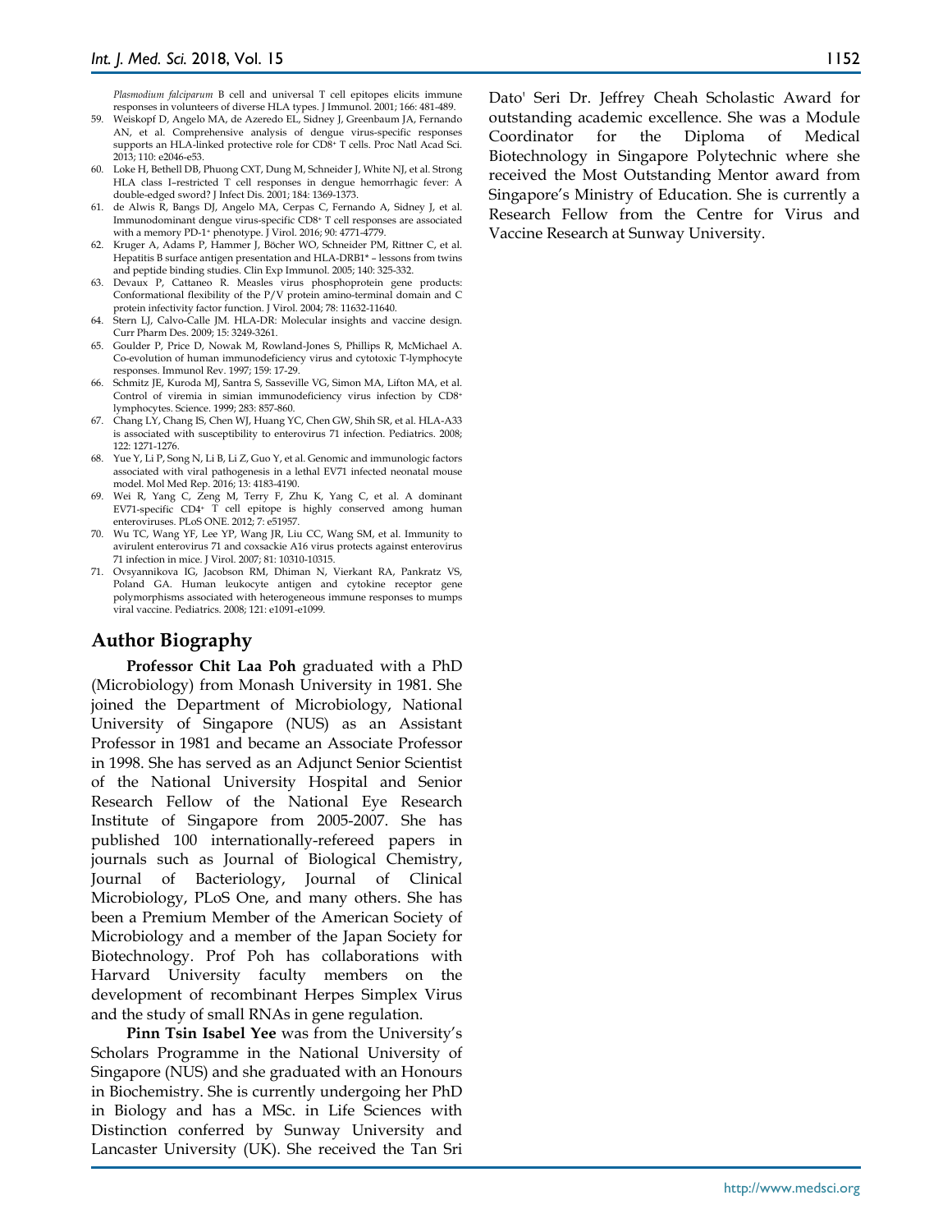*Plasmodium falciparum* B cell and universal T cell epitopes elicits immune responses in volunteers of diverse HLA types. J Immunol. 2001; 166: 481-489.

59. Weiskopf D, Angelo MA, de Azeredo EL, Sidney J, Greenbaum JA, Fernando AN, et al. Comprehensive analysis of dengue virus-specific responses supports an HLA-linked protective role for CD8+ T cells. Proc Natl Acad Sci. 2013; 110: e2046-e53.
60. Loke H, Bethell DB, Phuong CXT, Dung M, Schneider J, White NJ, et al. Strong HLA class I–restricted T cell responses in dengue hemorrhagic fever: A double-edged sword? J Infect Dis. 2001; 184: 1369-1373.
61. de Alwis R, Bangs DJ, Angelo MA, Cerpas C, Fernando A, Sidney J, et al. Immunodominant dengue virus-specific CD8+ T cell responses are associated with a memory PD-1+ phenotype. J Virol. 2016; 90: 4771-4779.
62. Kruger A, Adams P, Hammer J, Böcher WO, Schneider PM, Rittner C, et al. Hepatitis B surface antigen presentation and HLA-DRB1* – lessons from twins and peptide binding studies. Clin Exp Immunol. 2005; 140: 325-332.
63. Devaux P, Cattaneo R. Measles virus phosphoprotein gene products: Conformational flexibility of the P/V protein amino-terminal domain and C protein infectivity factor function. J Virol. 2004; 78: 11632-11640.
64. Stern LJ, Calvo-Calle JM. HLA-DR: Molecular insights and vaccine design. Curr Pharm Des. 2009; 15: 3249-3261.
65. Goulder P, Price D, Nowak M, Rowland-Jones S, Phillips R, McMichael A. Co-evolution of human immunodeficiency virus and cytotoxic T-lymphocyte responses. Immunol Rev. 1997; 159: 17-29.
66. Schmitz JE, Kuroda MJ, Santra S, Sasseville VG, Simon MA, Lifton MA, et al. Control of viremia in simian immunodeficiency virus infection by CD8+ lymphocytes. Science. 1999; 283: 857-860.
67. Chang LY, Chang IS, Chen WJ, Huang YC, Chen GW, Shih SR, et al. HLA-A33 is associated with susceptibility to enterovirus 71 infection. Pediatrics. 2008; 122: 1271-1276.
68. Yue Y, Li P, Song N, Li B, Li Z, Guo Y, et al. Genomic and immunologic factors associated with viral pathogenesis in a lethal EV71 infected neonatal mouse model. Mol Med Rep. 2016; 13: 4183-4190.
69. Wei R, Yang C, Zeng M, Terry F, Zhu K, Yang C, et al. A dominant EV71-specific CD4+ T cell epitope is highly conserved among human enteroviruses. PLoS ONE. 2012; 7: e51957.
70. Wu TC, Wang YF, Lee YP, Wang JR, Liu CC, Wang SM, et al. Immunity to avirulent enterovirus 71 and coxsackie A16 virus protects against enterovirus 71 infection in mice. J Virol. 2007; 81: 10310-10315.
71. Ovsyannikova IG, Jacobson RM, Dhiman N, Vierkant RA, Pankratz VS, Poland GA. Human leukocyte antigen and cytokine receptor gene polymorphisms associated with heterogeneous immune responses to mumps viral vaccine. Pediatrics. 2008; 121: e1091-e1099.

## Author Biography

**Professor Chit Laa Poh** graduated with a PhD (Microbiology) from Monash University in 1981. She joined the Department of Microbiology, National University of Singapore (NUS) as an Assistant Professor in 1981 and became an Associate Professor in 1998. She has served as an Adjunct Senior Scientist of the National University Hospital and Senior Research Fellow of the National Eye Research Institute of Singapore from 2005-2007. She has published 100 internationally-refereed papers in journals such as Journal of Biological Chemistry, Journal of Bacteriology, Journal of Clinical Microbiology, PLoS One, and many others. She has been a Premium Member of the American Society of Microbiology and a member of the Japan Society for Biotechnology. Prof Poh has collaborations with Harvard University faculty members on the development of recombinant Herpes Simplex Virus and the study of small RNAs in gene regulation.

**Pinn Tsin Isabel Yee** was from the University's Scholars Programme in the National University of Singapore (NUS) and she graduated with an Honours in Biochemistry. She is currently undergoing her PhD in Biology and has a MSc. in Life Sciences with Distinction conferred by Sunway University and Lancaster University (UK). She received the Tan Sri Dato' Seri Dr. Jeffrey Cheah Scholastic Award for outstanding academic excellence. She was a Module Coordinator for the Diploma of Medical Biotechnology in Singapore Polytechnic where she received the Most Outstanding Mentor award from Singapore's Ministry of Education. She is currently a Research Fellow from the Centre for Virus and Vaccine Research at Sunway University.